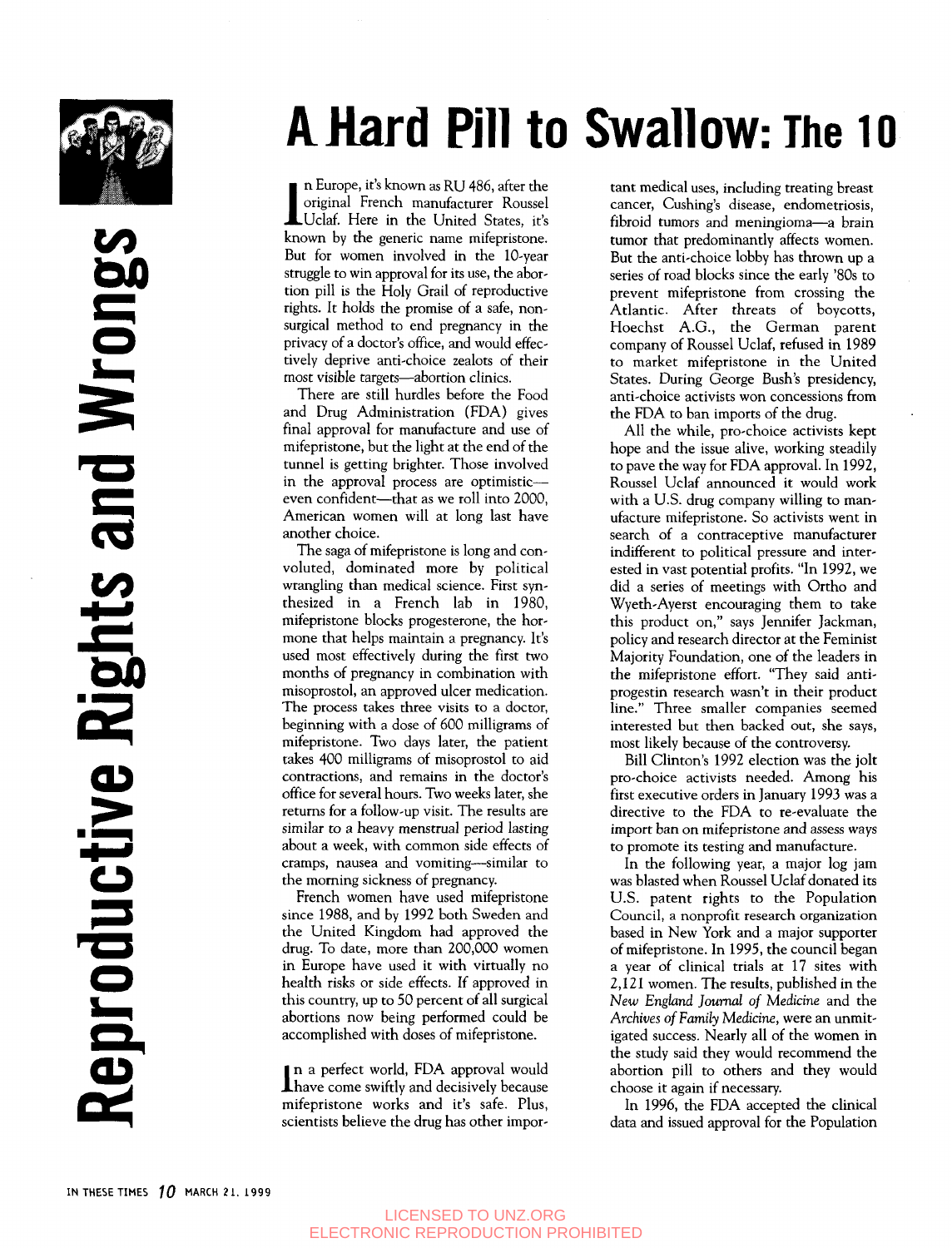# A Hard Pill to Swallow: The 10

In Europe, it's known as RU 486, after the original French manufacturer Roussel Uclaf. Here in the United States, it's known by the generic name mifepristone. But for women involved in the 10-year struggle to win approval for its use, the abortion pill is the Holy Grail of reproductive rights. It holds the promise of a safe, nonsurgical method to end pregnancy in the privacy of a doctor's office, and would effectively deprive anti-choice zealots of their most visible targets—abortion clinics.

There are still hurdles before the Food and Drug Administration (FDA) gives final approval for manufacture and use of mifepristone, but the light at the end of the tunnel is getting brighter. Those involved in the approval process are optimistic—even confident—that as we roll into 2000, American women will at long last have another choice.

The saga of mifepristone is long and convoluted, dominated more by political wrangling than medical science. First synthesized in a French lab in 1980, mifepristone blocks progesterone, the hormone that helps maintain a pregnancy. It's used most effectively during the first two months of pregnancy in combination with misoprostol, an approved ulcer medication. The process takes three visits to a doctor, beginning with a dose of 600 milligrams of mifepristone. Two days later, the patient takes 400 milligrams of misoprostol to aid contractions, and remains in the doctor's office for several hours. Two weeks later, she returns for a follow-up visit. The results are similar to a heavy menstrual period lasting about a week, with common side effects of cramps, nausea and vomiting—similar to the morning sickness of pregnancy.

French women have used mifepristone since 1988, and by 1992 both Sweden and the United Kingdom had approved the drug. To date, more than 200,000 women in Europe have used it with virtually no health risks or side effects. If approved in this country, up to 50 percent of all surgical abortions now being performed could be accomplished with doses of mifepristone.

In a perfect world, FDA approval would have come swiftly and decisively because mifepristone works and it's safe. Plus, scientists believe the drug has other important medical uses, including treating breast cancer, Cushing's disease, endometriosis, fibroid tumors and meningioma—a brain tumor that predominantly affects women. But the anti-choice lobby has thrown up a series of road blocks since the early '80s to prevent mifepristone from crossing the Atlantic. After threats of boycotts, Hoechst A.G., the German parent company of Roussel Uclaf, refused in 1989 to market mifepristone in the United States. During George Bush's presidency, anti-choice activists won concessions from the FDA to ban imports of the drug.

All the while, pro-choice activists kept hope and the issue alive, working steadily to pave the way for FDA approval. In 1992, Roussel Uclaf announced it would work with a U.S. drug company willing to manufacture mifepristone. So activists went in search of a contraceptive manufacturer indifferent to political pressure and interested in vast potential profits. "In 1992, we did a series of meetings with Ortho and Wyeth-Ayerst encouraging them to take this product on," says Jennifer Jackman, policy and research director at the Feminist Majority Foundation, one of the leaders in the mifepristone effort. "They said anti-progestin research wasn't in their product line." Three smaller companies seemed interested but then backed out, she says, most likely because of the controversy.

Bill Clinton's 1992 election was the jolt pro-choice activists needed. Among his first executive orders in January 1993 was a directive to the FDA to re-evaluate the import ban on mifepristone and assess ways to promote its testing and manufacture.

In the following year, a major log jam was blasted when Roussel Uclaf donated its U.S. patent rights to the Population Council, a nonprofit research organization based in New York and a major supporter of mifepristone. In 1995, the council began a year of clinical trials at 17 sites with 2,121 women. The results, published in the *New England Journal of Medicine* and the *Archives of Family Medicine*, were an unmitigated success. Nearly all of the women in the study said they would recommend the abortion pill to others and they would choose it again if necessary.

In 1996, the FDA accepted the clinical data and issued approval for the Population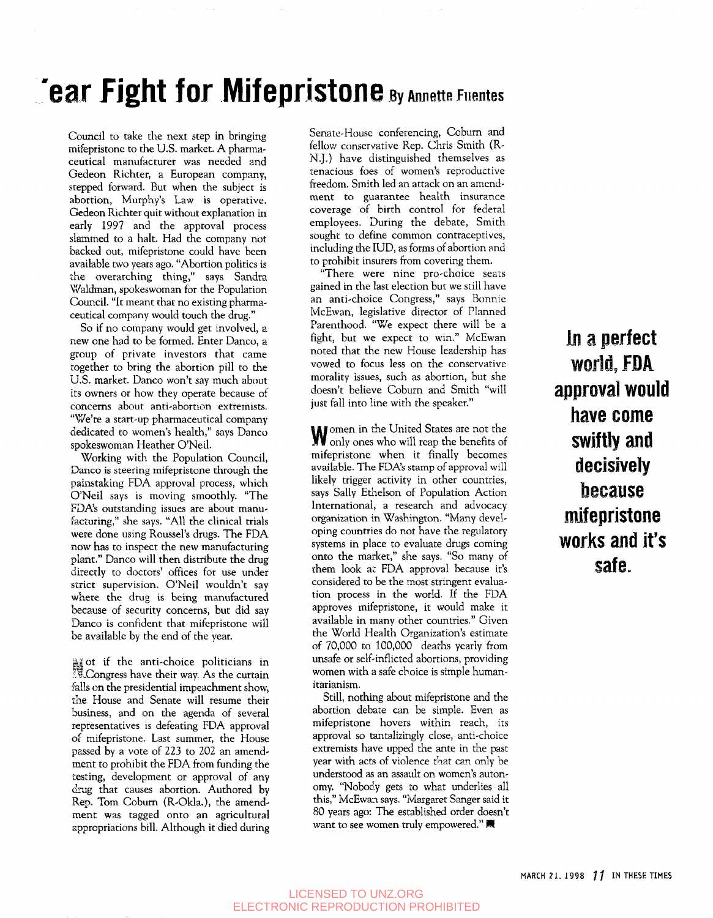# 'ear Fight for Mifepristone By Annette Fuentes

Council to take the next step in bringing mifepristone to the U.S. market. A pharmaceutical manufacturer was needed and Gedeon Richter, a European company, stepped forward. But when the subject is abortion, Murphy's Law is operative. Gedeon Richter quit without explanation in early 1997 and the approval process slammed to a halt. Had the company not backed out, mifepristone could have been available two years ago. "Abortion politics is the overarching thing," says Sandra Waldman, spokeswoman for the Population Council. "It meant that no existing pharmaceutical company would touch the drug."

So if no company would get involved, a new one had to be formed. Enter Danco, a group of private investors that came together to bring the abortion pill to the U.S. market. Danco won't say much about its owners or how they operate because of concerns about anti-abortion extremists. "We're a start-up pharmaceutical company dedicated to women's health," says Danco spokeswoman Heather O'Neil.

Working with the Population Council, Danco is steering mifepristone through the painstaking FDA approval process, which O'Neil says is moving smoothly. "The FDA's outstanding issues are about manufacturing," she says. "All the clinical trials were done using Roussel's drugs. The FDA now has to inspect the new manufacturing plant." Danco will then distribute the drug directly to doctors' offices for use under strict supervision. O'Neil wouldn't say where the drug is being manufactured because of security concerns, but did say Danco is confident that mifepristone will be available by the end of the year.

Not if the anti-choice politicians in Congress have their way. As the curtain falls on the presidential impeachment show, the House and Senate will resume their business, and on the agenda of several representatives is defeating FDA approval of mifepristone. Last summer, the House passed by a vote of 223 to 202 an amendment to prohibit the FDA from funding the testing, development or approval of any drug that causes abortion. Authored by Rep. Tom Coburn (R-Okla.), the amendment was tagged onto an agricultural appropriations bill. Although it died during Senate-House conferencing, Coburn and fellow conservative Rep. Chris Smith (R-N.J.) have distinguished themselves as tenacious foes of women's reproductive freedom. Smith led an attack on an amendment to guarantee health insurance coverage of birth control for federal employees. During the debate, Smith sought to define common contraceptives, including the IUD, as forms of abortion and to prohibit insurers from covering them.

"There were nine pro-choice seats gained in the last election but we still have an anti-choice Congress," says Bonnie McEwan, legislative director of Planned Parenthood. "We expect there will be a fight, but we expect to win." McEwan noted that the new House leadership has vowed to focus less on the conservative morality issues, such as abortion, but she doesn't believe Coburn and Smith "will just fall into line with the speaker."

**In a perfect world, FDA approval would have come swiftly and decisively because mifepristone works and it's safe.**

Women in the United States are not the only ones who will reap the benefits of mifepristone when it finally becomes available. The FDA's stamp of approval will likely trigger activity in other countries, says Sally Ethelson of Population Action International, a research and advocacy organization in Washington. "Many developing countries do not have the regulatory systems in place to evaluate drugs coming onto the market," she says. "So many of them look at FDA approval because it's considered to be the most stringent evaluation process in the world. If the FDA approves mifepristone, it would make it available in many other countries." Given the World Health Organization's estimate of 70,000 to 100,000 deaths yearly from unsafe or self-inflicted abortions, providing women with a safe choice is simple humanitarianism.

Still, nothing about mifepristone and the abortion debate can be simple. Even as mifepristone hovers within reach, its approval so tantalizingly close, anti-choice extremists have upped the ante in the past year with acts of violence that can only be understood as an assault on women's autonomy. "Nobody gets to what underlies all this," McEwan says. "Margaret Sanger said it 80 years ago: The established order doesn't want to see women truly empowered." ■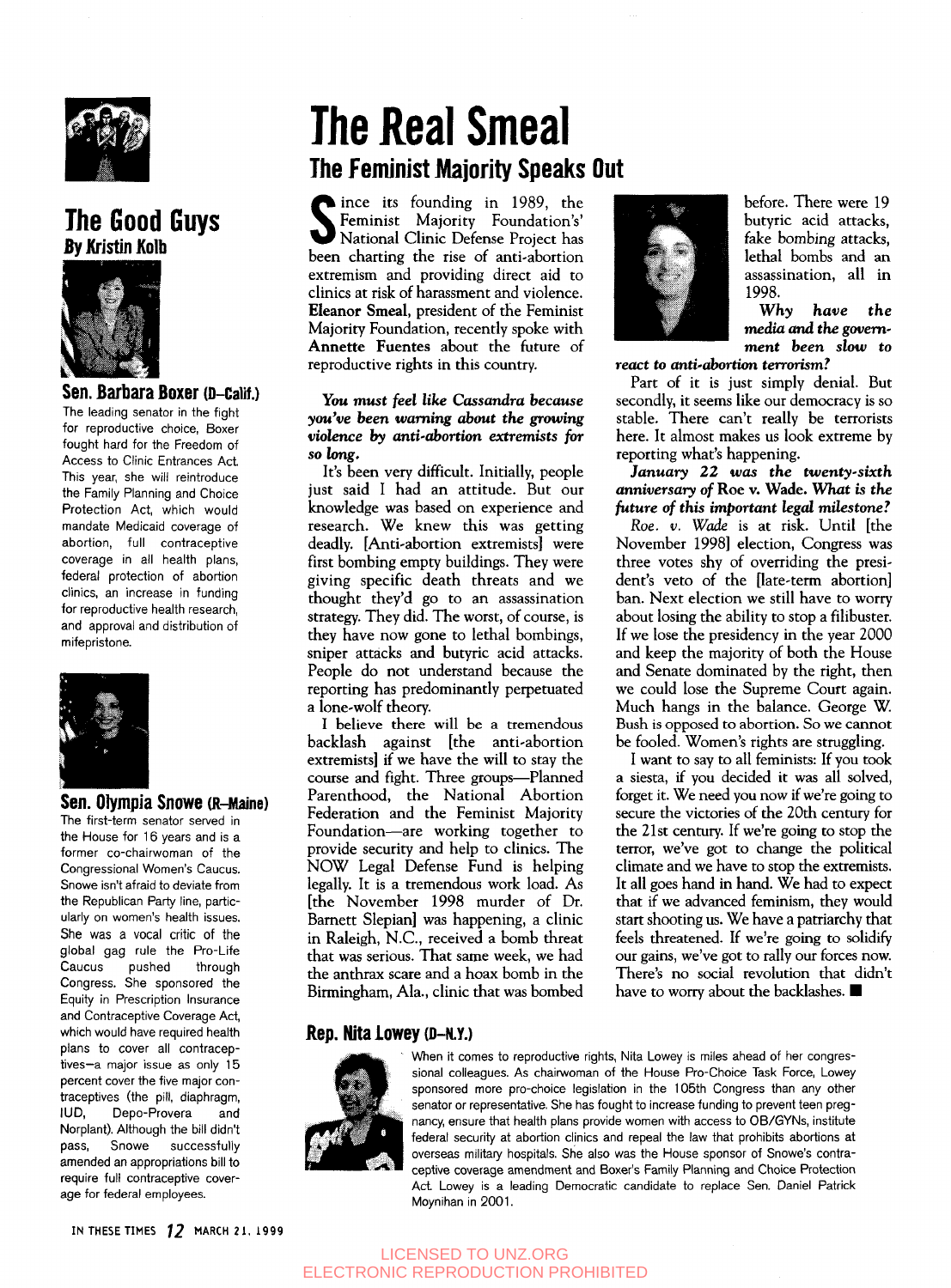# The Real Smeal

## The Feminist Majority Speaks Out

Since its founding in 1989, the Feminist Majority Foundation's' National Clinic Defense Project has been charting the rise of anti-abortion extremism and providing direct aid to clinics at risk of harassment and violence. **Eleanor Smeal**, president of the Feminist Majority Foundation, recently spoke with **Annette Fuentes** about the future of reproductive rights in this country.

***You must feel like Cassandra because you've been warning about the growing violence by anti-abortion extremists for so long.***

It's been very difficult. Initially, people just said I had an attitude. But our knowledge was based on experience and research. We knew this was getting deadly. [Anti-abortion extremists] were first bombing empty buildings. They were giving specific death threats and we thought they'd go to an assassination strategy. They did. The worst, of course, is they have now gone to lethal bombings, sniper attacks and butyric acid attacks. People do not understand because the reporting has predominantly perpetuated a lone-wolf theory.

I believe there will be a tremendous backlash against [the anti-abortion extremists] if we have the will to stay the course and fight. Three groups—Planned Parenthood, the National Abortion Federation and the Feminist Majority Foundation—are working together to provide security and help to clinics. The NOW Legal Defense Fund is helping legally. It is a tremendous work load. As [the November 1998 murder of Dr. Barnett Slepian] was happening, a clinic in Raleigh, N.C., received a bomb threat that was serious. That same week, we had the anthrax scare and a hoax bomb in the Birmingham, Ala., clinic that was bombed before. There were 19 butyric acid attacks, fake bombing attacks, lethal bombs and an assassination, all in 1998.

***Why have the media and the government been slow to react to anti-abortion terrorism?***

Part of it is just simply denial. But secondly, it seems like our democracy is so stable. There can't really be terrorists here. It almost makes us look extreme by reporting what's happening.

***January 22 was the twenty-sixth anniversary of* Roe v. Wade*. What is the future of this important legal milestone?***

*Roe. v. Wade* is at risk. Until [the November 1998] election, Congress was three votes shy of overriding the president's veto of the [late-term abortion] ban. Next election we still have to worry about losing the ability to stop a filibuster. If we lose the presidency in the year 2000 and keep the majority of both the House and Senate dominated by the right, then we could lose the Supreme Court again. Much hangs in the balance. George W. Bush is opposed to abortion. So we cannot be fooled. Women's rights are struggling.

I want to say to all feminists: If you took a siesta, if you decided it was all solved, forget it. We need you now if we're going to secure the victories of the 20th century for the 21st century. If we're going to stop the terror, we've got to change the political climate and we have to stop the extremists. It all goes hand in hand. We had to expect that if we advanced feminism, they would start shooting us. We have a patriarchy that feels threatened. If we're going to solidify our gains, we've got to rally our forces now. There's no social revolution that didn't have to worry about the backlashes. ■

## The Good Guys

### By Kristin Kolb

### Sen. Barbara Boxer (D–Calif.)

The leading senator in the fight for reproductive choice, Boxer fought hard for the Freedom of Access to Clinic Entrances Act. This year, she will reintroduce the Family Planning and Choice Protection Act, which would mandate Medicaid coverage of abortion, full contraceptive coverage in all health plans, federal protection of abortion clinics, an increase in funding for reproductive health research, and approval and distribution of mifepristone.

### Sen. Olympia Snowe (R–Maine)

The first-term senator served in the House for 16 years and is a former co-chairwoman of the Congressional Women's Caucus. Snowe isn't afraid to deviate from the Republican Party line, particularly on women's health issues. She was a vocal critic of the global gag rule the Pro-Life Caucus pushed through Congress. She sponsored the Equity in Prescription Insurance and Contraceptive Coverage Act, which would have required health plans to cover all contraceptives—a major issue as only 15 percent cover the five major contraceptives (the pill, diaphragm, IUD, Depo-Provera and Norplant). Although the bill didn't pass, Snowe successfully amended an appropriations bill to require full contraceptive coverage for federal employees.

### Rep. Nita Lowey (D–N.Y.)

When it comes to reproductive rights, Nita Lowey is miles ahead of her congressional colleagues. As chairwoman of the House Pro-Choice Task Force, Lowey sponsored more pro-choice legislation in the 105th Congress than any other senator or representative. She has fought to increase funding to prevent teen pregnancy, ensure that health plans provide women with access to OB/GYNs, institute federal security at abortion clinics and repeal the law that prohibits abortions at overseas military hospitals. She also was the House sponsor of Snowe's contraceptive coverage amendment and Boxer's Family Planning and Choice Protection Act. Lowey is a leading Democratic candidate to replace Sen. Daniel Patrick Moynihan in 2001.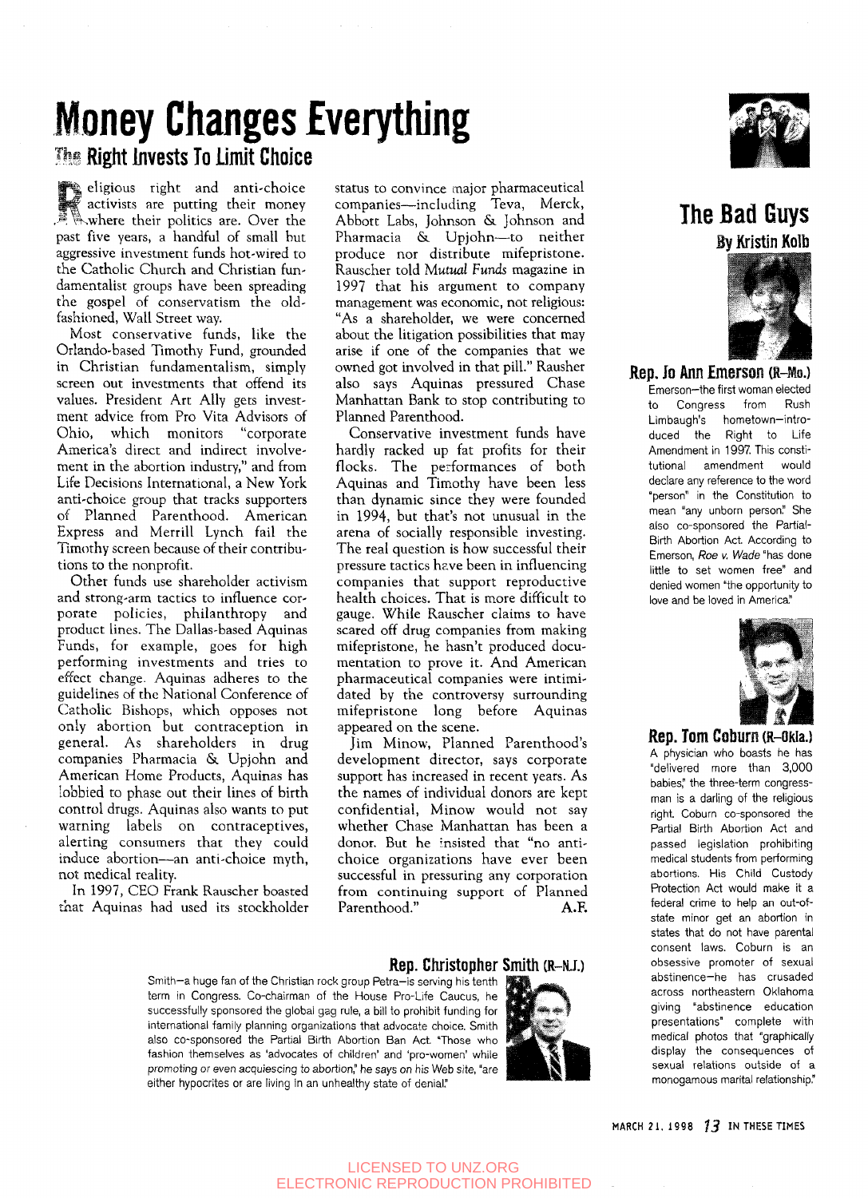# Money Changes Everything

## The Right Invests To Limit Choice

Religious right and anti-choice activists are putting their money where their politics are. Over the past five years, a handful of small but aggressive investment funds hot-wired to the Catholic Church and Christian fundamentalist groups have been spreading the gospel of conservatism the old-fashioned, Wall Street way.

Most conservative funds, like the Orlando-based Timothy Fund, grounded in Christian fundamentalism, simply screen out investments that offend its values. President Art Ally gets investment advice from Pro Vita Advisors of Ohio, which monitors "corporate America's direct and indirect involvement in the abortion industry," and from Life Decisions International, a New York anti-choice group that tracks supporters of Planned Parenthood. American Express and Merrill Lynch fail the Timothy screen because of their contributions to the nonprofit.

Other funds use shareholder activism and strong-arm tactics to influence corporate policies, philanthropy and product lines. The Dallas-based Aquinas Funds, for example, goes for high performing investments and tries to effect change. Aquinas adheres to the guidelines of the National Conference of Catholic Bishops, which opposes not only abortion but contraception in general. As shareholders in drug companies Pharmacia & Upjohn and American Home Products, Aquinas has lobbied to phase out their lines of birth control drugs. Aquinas also wants to put warning labels on contraceptives, alerting consumers that they could induce abortion—an anti-choice myth, not medical reality.

In 1997, CEO Frank Rauscher boasted that Aquinas had used its stockholder status to convince major pharmaceutical companies—including Teva, Merck, Abbott Labs, Johnson & Johnson and Pharmacia & Upjohn—to neither produce nor distribute mifepristone. Rauscher told *Mutual Funds* magazine in 1997 that his argument to company management was economic, not religious: "As a shareholder, we were concerned about the litigation possibilities that may arise if one of the companies that we owned got involved in that pill." Rausher also says Aquinas pressured Chase Manhattan Bank to stop contributing to Planned Parenthood.

Conservative investment funds have hardly racked up fat profits for their flocks. The performances of both Aquinas and Timothy have been less than dynamic since they were founded in 1994, but that's not unusual in the arena of socially responsible investing. The real question is how successful their pressure tactics have been in influencing companies that support reproductive health choices. That is more difficult to gauge. While Rauscher claims to have scared off drug companies from making mifepristone, he hasn't produced documentation to prove it. And American pharmaceutical companies were intimidated by the controversy surrounding mifepristone long before Aquinas appeared on the scene.

Jim Minow, Planned Parenthood's development director, says corporate support has increased in recent years. As the names of individual donors are kept confidential, Minow would not say whether Chase Manhattan has been a donor. But he insisted that "no anti-choice organizations have ever been successful in pressuring any corporation from continuing support of Planned Parenthood."

A.F.

# The Bad Guys

**By Kristin Kolb**

### Rep. Jo Ann Emerson (R–Mo.)

Emerson—the first woman elected to Congress from Rush Limbaugh's hometown—introduced the Right to Life Amendment in 1997. This constitutional amendment would declare any reference to the word "person" in the Constitution to mean "any unborn person." She also co-sponsored the Partial-Birth Abortion Act. According to Emerson, *Roe v. Wade* "has done little to set women free" and denied women "the opportunity to love and be loved in America."

### Rep. Tom Coburn (R–Okla.)

A physician who boasts he has "delivered more than 3,000 babies," the three-term congressman is a darling of the religious right. Coburn co-sponsored the Partial Birth Abortion Act and passed legislation prohibiting medical students from performing abortions. His Child Custody Protection Act would make it a federal crime to help an out-of-state minor get an abortion in states that do not have parental consent laws. Coburn is an obsessive promoter of sexual abstinence—he has crusaded across northeastern Oklahoma giving "abstinence education presentations" complete with medical photos that "graphically display the consequences of sexual relations outside of a monogamous marital relationship."

### Rep. Christopher Smith (R–N.J.)

Smith—a huge fan of the Christian rock group Petra—is serving his tenth term in Congress. Co-chairman of the House Pro-Life Caucus, he successfully sponsored the global gag rule, a bill to prohibit funding for international family planning organizations that advocate choice. Smith also co-sponsored the Partial Birth Abortion Ban Act. "Those who fashion themselves as 'advocates of children' and 'pro-women' while promoting or even acquiescing to abortion," he says on his Web site, "are either hypocrites or are living in an unhealthy state of denial."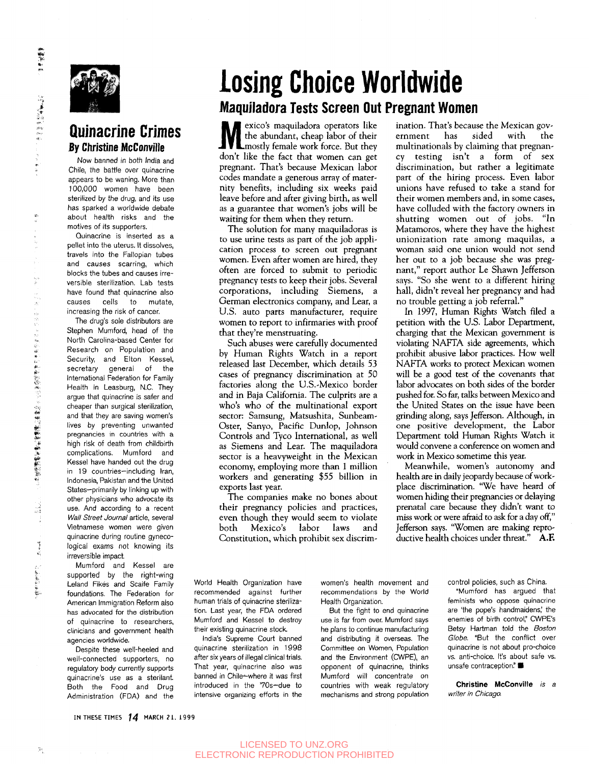# Losing Choice Worldwide

## Maquiladora Tests Screen Out Pregnant Women

Mexico's maquiladora operators like the abundant, cheap labor of their mostly female work force. But they don't like the fact that women can get pregnant. That's because Mexican labor codes mandate a generous array of maternity benefits, including six weeks paid leave before and after giving birth, as well as a guarantee that women's jobs will be waiting for them when they return.

The solution for many maquiladoras is to use urine tests as part of the job application process to screen out pregnant women. Even after women are hired, they often are forced to submit to periodic pregnancy tests to keep their jobs. Several corporations, including Siemens, a German electronics company, and Lear, a U.S. auto parts manufacturer, require women to report to infirmaries with proof that they're menstruating.

Such abuses were carefully documented by Human Rights Watch in a report released last December, which details 53 cases of pregnancy discrimination at 50 factories along the U.S.-Mexico border and in Baja California. The culprits are a who's who of the multinational export sector: Samsung, Matsushita, Sunbeam-Oster, Sanyo, Pacific Dunlop, Johnson Controls and Tyco International, as well as Siemens and Lear. The maquiladora sector is a heavyweight in the Mexican economy, employing more than 1 million workers and generating $55 billion in exports last year.

The companies make no bones about their pregnancy policies and practices, even though they would seem to violate both Mexico's labor laws and Constitution, which prohibit sex discrimination. That's because the Mexican government has sided with the multinationals by claiming that pregnancy testing isn't a form of sex discrimination, but rather a legitimate part of the hiring process. Even labor unions have refused to take a stand for their women members and, in some cases, have colluded with the factory owners in shutting women out of jobs. "In Matamoros, where they have the highest unionization rate among maquilas, a woman said one union would not send her out to a job because she was pregnant," report author Le Shawn Jefferson says. "So she went to a different hiring hall, didn't reveal her pregnancy and had no trouble getting a job referral."

In 1997, Human Rights Watch filed a petition with the U.S. Labor Department, charging that the Mexican government is violating NAFTA side agreements, which prohibit abusive labor practices. How well NAFTA works to protect Mexican women will be a good test of the covenants that labor advocates on both sides of the border pushed for. So far, talks between Mexico and the United States on the issue have been grinding along, says Jefferson. Although, in one positive development, the Labor Department told Human Rights Watch it would convene a conference on women and work in Mexico sometime this year.

Meanwhile, women's autonomy and health are in daily jeopardy because of workplace discrimination. "We have heard of women hiding their pregnancies or delaying prenatal care because they didn't want to miss work or were afraid to ask for a day off," Jefferson says. "Women are making reproductive health choices under threat." **A.F.**

## Quinacrine Crimes

### By Christine McConville

Now banned in both India and Chile, the battle over quinacrine appears to be waning. More than 100,000 women have been sterilized by the drug, and its use has sparked a worldwide debate about health risks and the motives of its supporters.

Quinacrine is inserted as a pellet into the uterus. It dissolves, travels into the Fallopian tubes and causes scarring, which blocks the tubes and causes irreversible sterilization. Lab tests have found that quinacrine also causes cells to mutate, increasing the risk of cancer.

The drug's sole distributors are Stephen Mumford, head of the North Carolina-based Center for Research on Population and Security, and Elton Kessel, secretary general of the International Federation for Family Health in Leasburg, N.C. They argue that quinacrine is safer and cheaper than surgical sterilization, and that they are saving women's lives by preventing unwanted pregnancies in countries with a high risk of death from childbirth complications. Mumford and Kessel have handed out the drug in 19 countries—including Iran, Indonesia, Pakistan and the United States—primarily by linking up with other physicians who advocate its use. And according to a recent *Wall Street Journal* article, several Vietnamese women were given quinacrine during routine gynecological exams not knowing its irreversible impact.

Mumford and Kessel are supported by the right-wing Leland Fikes and Scaife Family foundations. The Federation for American Immigration Reform also has advocated for the distribution of quinacrine to researchers, clinicians and government health agencies worldwide.

Despite these well-heeled and well-connected supporters, no regulatory body currently supports quinacrine's use as a sterilant. Both the Food and Drug Administration (FDA) and the World Health Organization have recommended against further human trials of quinacrine sterilization. Last year, the FDA ordered Mumford and Kessel to destroy their existing quinacrine stock.

India's Supreme Court banned quinacrine sterilization in 1998 after six years of illegal clinical trials. That year, quinacrine also was banned in Chile—where it was first introduced in the '70s—due to intensive organizing efforts in the women's health movement and recommendations by the World Health Organization.

But the fight to end quinacrine use is far from over. Mumford says he plans to continue manufacturing and distributing it overseas. The Committee on Women, Population and the Environment (CWPE), an opponent of quinacrine, thinks Mumford will concentrate on countries with weak regulatory mechanisms and strong population control policies, such as China.

"Mumford has argued that feminists who oppose quinacrine are 'the pope's handmaidens,' the enemies of birth control," CWPE's Betsy Hartman told the *Boston Globe*. "But the conflict over quinacrine is not about pro-choice vs. anti-choice. It's about safe vs. unsafe contraception." ■

**Christine McConville** *is a writer in Chicago.*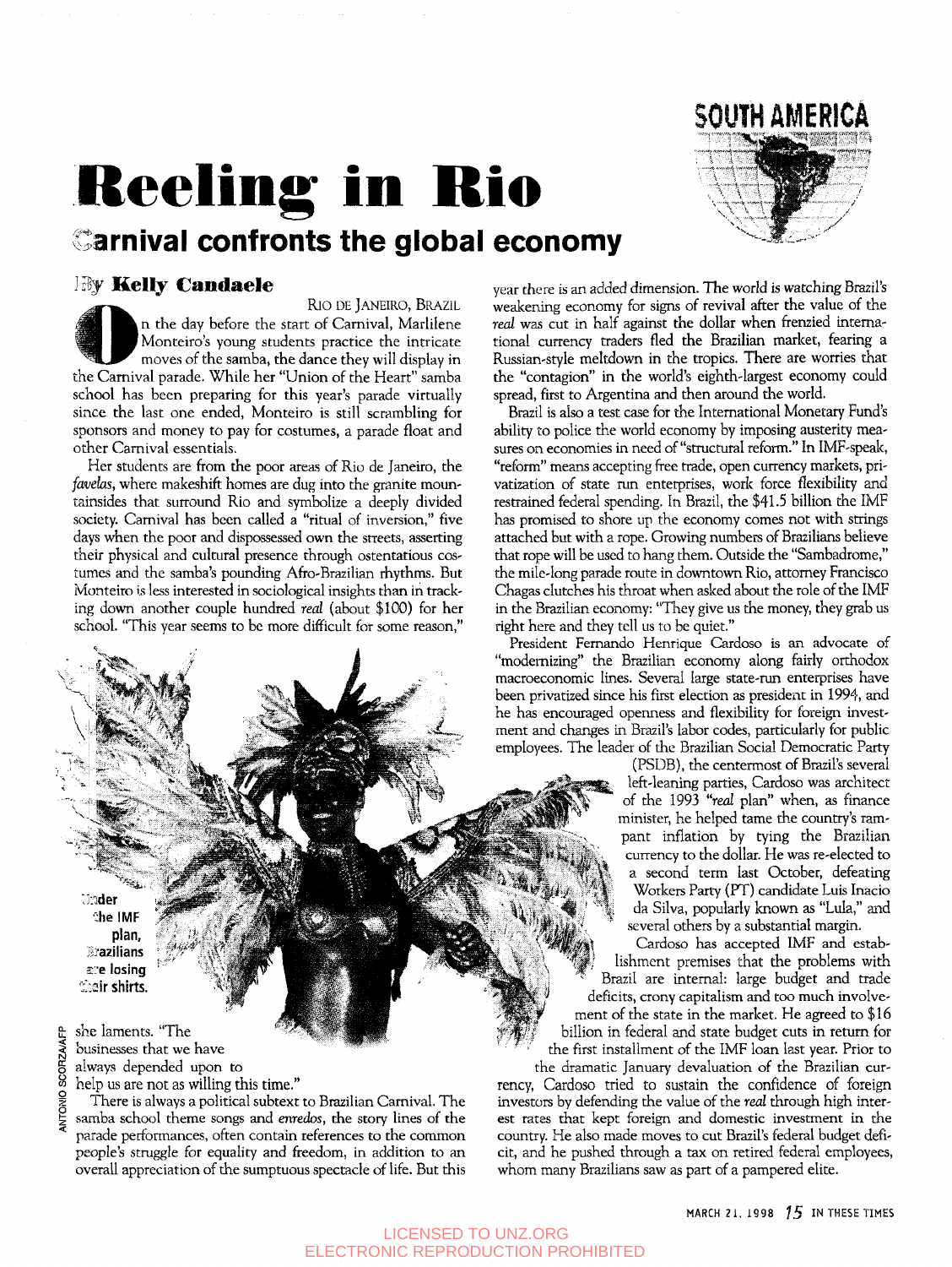SOUTH AMERICA

# Reeling in Rio

## Carnival confronts the global economy

**By Kelly Candaele**

RIO DE JANEIRO, BRAZIL

On the day before the start of Carnival, Marlilene Monteiro's young students practice the intricate moves of the samba, the dance they will display in the Carnival parade. While her "Union of the Heart" samba school has been preparing for this year's parade virtually since the last one ended, Monteiro is still scrambling for sponsors and money to pay for costumes, a parade float and other Carnival essentials.

Her students are from the poor areas of Rio de Janeiro, the *favelas*, where makeshift homes are dug into the granite mountainsides that surround Rio and symbolize a deeply divided society. Carnival has been called a "ritual of inversion," five days when the poor and dispossessed own the streets, asserting their physical and cultural presence through ostentatious costumes and the samba's pounding Afro-Brazilian rhythms. But Monteiro is less interested in sociological insights than in tracking down another couple hundred *real* (about $100) for her school. "This year seems to be more difficult for some reason," she laments. "The businesses that we have always depended upon to help us are not as willing this time."

Under the IMF plan, Brazilians are losing their shirts.

ANTONIO SCORZA/AFP

There is always a political subtext to Brazilian Carnival. The samba school theme songs and *enredos*, the story lines of the parade performances, often contain references to the common people's struggle for equality and freedom, in addition to an overall appreciation of the sumptuous spectacle of life. But this year there is an added dimension. The world is watching Brazil's weakening economy for signs of revival after the value of the *real* was cut in half against the dollar when frenzied international currency traders fled the Brazilian market, fearing a Russian-style meltdown in the tropics. There are worries that the "contagion" in the world's eighth-largest economy could spread, first to Argentina and then around the world.

Brazil is also a test case for the International Monetary Fund's ability to police the world economy by imposing austerity measures on economies in need of "structural reform." In IMF-speak, "reform" means accepting free trade, open currency markets, privatization of state run enterprises, work force flexibility and restrained federal spending. In Brazil, the $41.5 billion the IMF has promised to shore up the economy comes not with strings attached but with a rope. Growing numbers of Brazilians believe that rope will be used to hang them. Outside the "Sambadrome," the mile-long parade route in downtown Rio, attorney Francisco Chagas clutches his throat when asked about the role of the IMF in the Brazilian economy: "They give us the money, they grab us right here and they tell us to be quiet."

President Fernando Henrique Cardoso is an advocate of "modernizing" the Brazilian economy along fairly orthodox macroeconomic lines. Several large state-run enterprises have been privatized since his first election as president in 1994, and he has encouraged openness and flexibility for foreign investment and changes in Brazil's labor codes, particularly for public employees. The leader of the Brazilian Social Democratic Party (PSDB), the centermost of Brazil's several left-leaning parties, Cardoso was architect of the 1993 "*real* plan" when, as finance minister, he helped tame the country's rampant inflation by tying the Brazilian currency to the dollar. He was re-elected to a second term last October, defeating Workers Party (PT) candidate Luis Inacio da Silva, popularly known as "Lula," and several others by a substantial margin.

Cardoso has accepted IMF and establishment premises that the problems with Brazil are internal: large budget and trade deficits, crony capitalism and too much involvement of the state in the market. He agreed to $16 billion in federal and state budget cuts in return for the first installment of the IMF loan last year. Prior to the dramatic January devaluation of the Brazilian currency, Cardoso tried to sustain the confidence of foreign investors by defending the value of the *real* through high interest rates that kept foreign and domestic investment in the country. He also made moves to cut Brazil's federal budget deficit, and he pushed through a tax on retired federal employees, whom many Brazilians saw as part of a pampered elite.